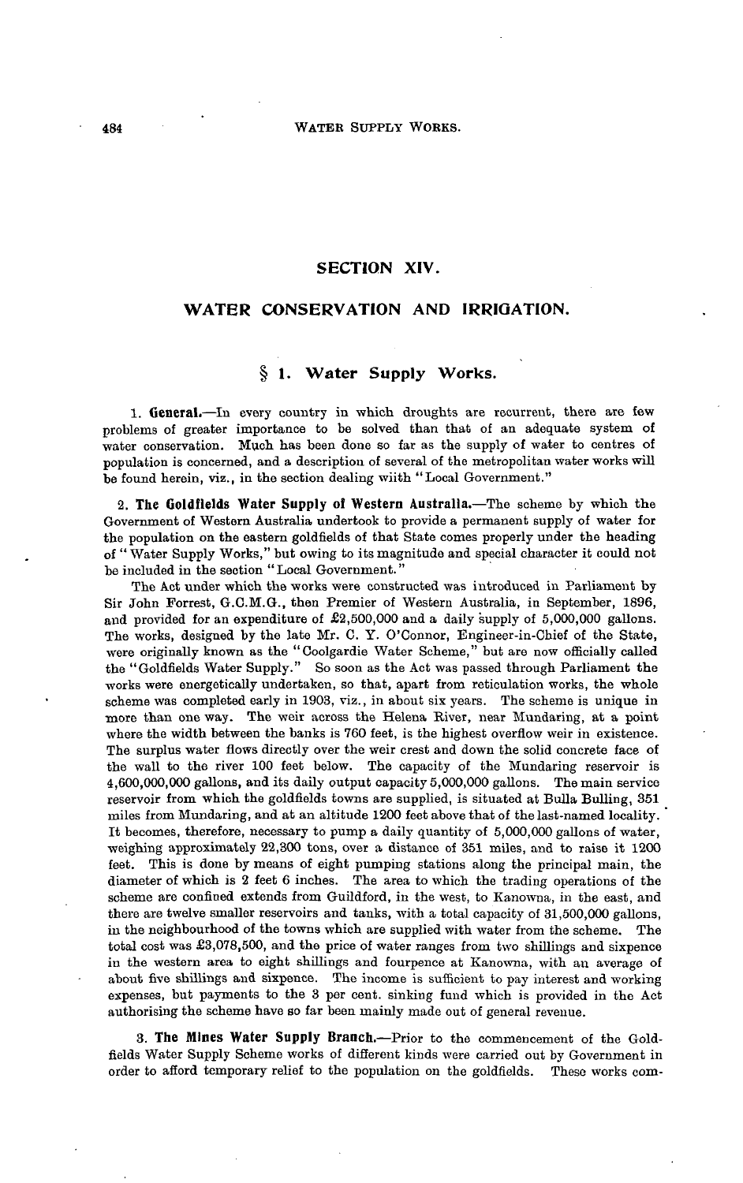# SECTION XIV.

# WATER CONSERVATION AND IRRIGATION.

## § 1. Water Supply Works.

1. **General.**—In every country in which droughts are recurrent, there are few problems of greater importance to be solved than that of an adequate system of water conservation. Much has been done so far as the supply of water to centres of population is concerned, and a description of several of the metropolitan water works will be found herein, viz., in the section dealing wiith "Local Government."

2. **The Goldfields Water Supply of Western Australia.**—The scheme by which the Government of Western Australia undertook to provide a permanent supply of water for the population on the eastern goldfields of that State comes properly under the heading of "Water Supply Works," but owing to its magnitude and special character it could not be included in the section "Local Government."

The Act under which the works were constructed was introduced in Parliament by Sir John Forrest, G.C.M.G., then Premier of Western Australia, in September, 1896, and provided for an expenditure of £2,500,000 and a daily supply of 5,000,000 gallons. The works, designed by the late Mr. C. Y. O'Connor, Engineer-in-Chief of the State, were originally known as the "Coolgardie Water Scheme," but are now officially called the "Goldfields Water Supply." So soon as the Act was passed through Parliament the works were energetically undertaken, so that, apart from reticulation works, the whole scheme was completed early in 1903, viz., in about six years. The scheme is unique in more than one way. The weir across the Helena River, near Mundaring, at a point where the width between the banks is 760 feet, is the highest overflow weir in existence. The surplus water flows directly over the weir crest and down the solid concrete face of the wall to the river 100 feet below. The capacity of the Mundaring reservoir is 4,600,000,000 gallons, and its daily output capacity 5,000,000 gallons. The main service reservoir from which the goldfields towns are supplied, is situated at Bulla Bulling, 351 miles from Mundaring, and at an altitude 1200 feet above that of the last-named locality. It becomes, therefore, necessary to pump a daily quantity of 5,000,000 gallons of water, weighing approximately 22,300 tons, over a distance of 351 miles, and to raise it 1200 feet. This is done by means of eight pumping stations along the principal main, the diameter of which is 2 feet 6 inches. The area to which the trading operations of the scheme are confined extends from Guildford, in the west, to Kanowna, in the east, and there are twelve smaller reservoirs and tanks, with a total capacity of 31,500,000 gallons, in the neighbourhood of the towns which are supplied with water from the scheme. The total cost was £3,078,500, and the price of water ranges from two shillings and sixpence in the western area to eight shillings and fourpence at Kanowna, with an average of about five shillings and sixpence. The income is sufficient to pay interest and working expenses, but payments to the 3 per cent. sinking fund which is provided in the Act authorising the scheme have so far been mainly made out of general revenue.

3. **The Mines Water Supply Branch.**—Prior to the commencement of the Goldfields Water Supply Scheme works of different kinds were carried out by Government in order to afford temporary relief to the population on the goldfields. These works com-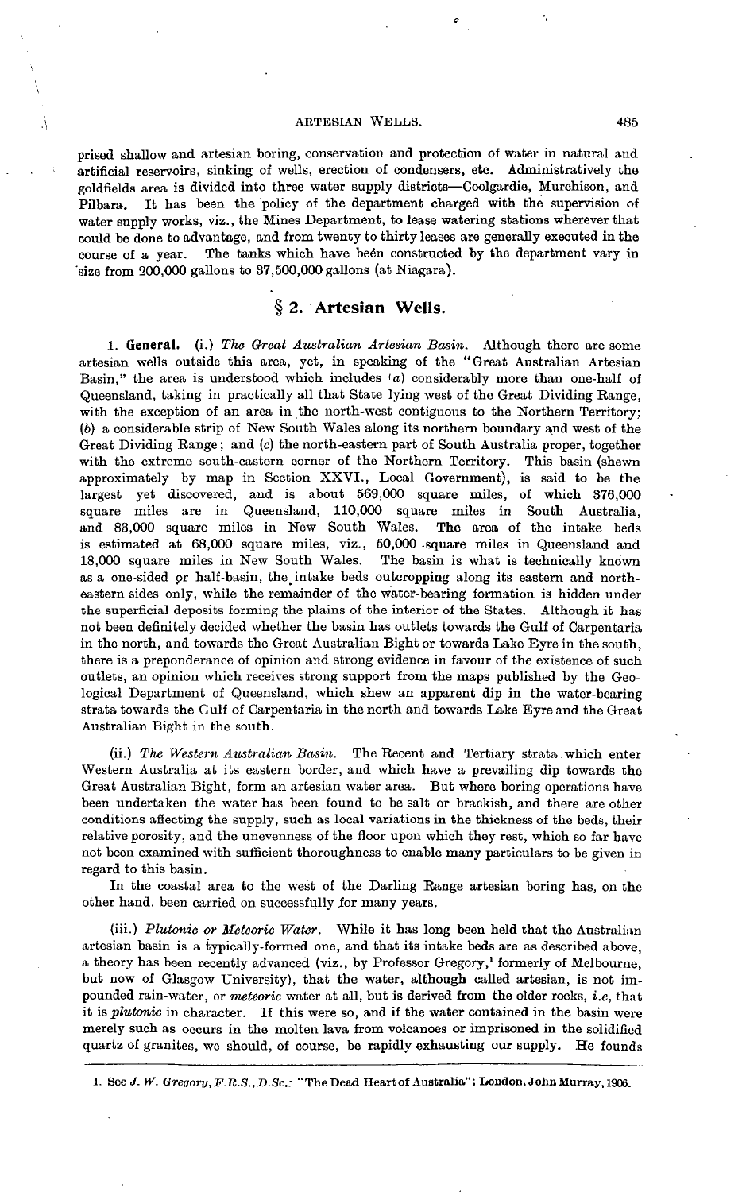prised shallow and artesian boring, conservation and protection of water in natural and artificial reservoirs, sinking of wells, erection of condensers, etc. Administratively the goldfields area is divided into three water supply districts—Coolgardie, Murchison, and Pilbara. It has been the policy of the department charged with the supervision of water supply works, viz., the Mines Department, to lease watering stations wherever that could be done to advantage, and from twenty to thirty leases are generally executed in the course of a year. The tanks which have been constructed by the department vary in size from 200,000 gallons to 37,500,000 gallons (at Niagara).

## § 2. Artesian Wells.

1. **General.** (i.) *The Great Australian Artesian Basin.* Although there are some artesian wells outside this area, yet, in speaking of the "Great Australian Artesian Basin," the area is understood which includes (*a*) considerably more than one-half of Queensland, taking in practically all that State lying west of the Great Dividing Range, with the exception of an area in the north-west contiguous to the Northern Territory; (*b*) a considerable strip of New South Wales along its northern boundary and west of the Great Dividing Range; and (*c*) the north-eastern part of South Australia proper, together with the extreme south-eastern corner of the Northern Territory. This basin (shewn approximately by map in Section XXVI., Local Government), is said to be the largest yet discovered, and is about 569,000 square miles, of which 376,000 square miles are in Queensland, 110,000 square miles in South Australia, and 83,000 square miles in New South Wales. The area of the intake beds is estimated at 68,000 square miles, viz., 50,000 square miles in Queensland and 18,000 square miles in New South Wales. The basin is what is technically known as a one-sided or half-basin, the intake beds outcropping along its eastern and north-eastern sides only, while the remainder of the water-bearing formation is hidden under the superficial deposits forming the plains of the interior of the States. Although it has not been definitely decided whether the basin has outlets towards the Gulf of Carpentaria in the north, and towards the Great Australian Bight or towards Lake Eyre in the south, there is a preponderance of opinion and strong evidence in favour of the existence of such outlets, an opinion which receives strong support from the maps published by the Geological Department of Queensland, which shew an apparent dip in the water-bearing strata towards the Gulf of Carpentaria in the north and towards Lake Eyre and the Great Australian Bight in the south.

(ii.) *The Western Australian Basin.* The Recent and Tertiary strata which enter Western Australia at its eastern border, and which have a prevailing dip towards the Great Australian Bight, form an artesian water area. But where boring operations have been undertaken the water has been found to be salt or brackish, and there are other conditions affecting the supply, such as local variations in the thickness of the beds, their relative porosity, and the unevenness of the floor upon which they rest, which so far have not been examined with sufficient thoroughness to enable many particulars to be given in regard to this basin.

In the coastal area to the west of the Darling Range artesian boring has, on the other hand, been carried on successfully for many years.

(iii.) *Plutonic or Meteoric Water.* While it has long been held that the Australian artesian basin is a typically-formed one, and that its intake beds are as described above, a theory has been recently advanced (viz., by Professor Gregory,[1] formerly of Melbourne, but now of Glasgow University), that the water, although called artesian, is not impounded rain-water, or *meteoric* water at all, but is derived from the older rocks, *i.e*, that it is *plutonic* in character. If this were so, and if the water contained in the basin were merely such as occurs in the molten lava from volcanoes or imprisoned in the solidified quartz of granites, we should, of course, be rapidly exhausting our supply. He founds

1. See *J. W. Gregory, F.R.S., D.Sc.:* "The Dead Heart of Australia"; London, John Murray, 1906.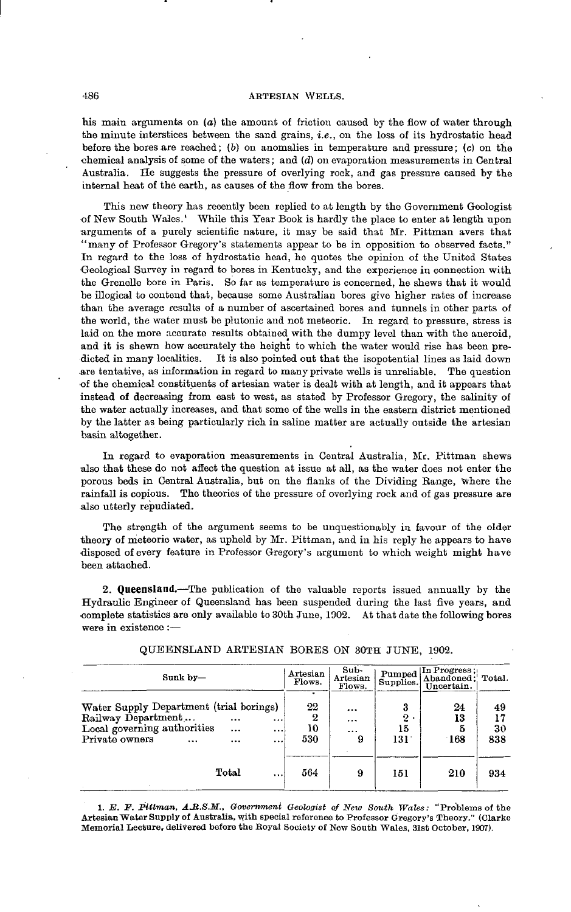his main arguments on (*a*) the amount of friction caused by the flow of water through the minute interstices between the sand grains, *i.e.*, on the loss of its hydrostatic head before the bores are reached; (*b*) on anomalies in temperature and pressure; (*c*) on the chemical analysis of some of the waters; and (*d*) on evaporation measurements in Central Australia. He suggests the pressure of overlying rock, and gas pressure caused by the internal heat of the earth, as causes of the flow from the bores.

This new theory has recently been replied to at length by the Government Geologist of New South Wales.[1] While this Year Book is hardly the place to enter at length upon arguments of a purely scientific nature, it may be said that Mr. Pittman avers that "many of Professor Gregory's statements appear to be in opposition to observed facts." In regard to the loss of hydrostatic head, he quotes the opinion of the United States Geological Survey in regard to bores in Kentucky, and the experience in connection with the Grenelle bore in Paris. So far as temperature is concerned, he shews that it would be illogical to contend that, because some Australian bores give higher rates of increase than the average results of a number of ascertained bores and tunnels in other parts of the world, the water must be plutonic and not meteoric. In regard to pressure, stress is laid on the more accurate results obtained with the dumpy level than with the aneroid, and it is shewn how accurately the height to which the water would rise has been predicted in many localities. It is also pointed out that the isopotential lines as laid down are tentative, as information in regard to many private wells is unreliable. The question of the chemical constituents of artesian water is dealt with at length, and it appears that instead of decreasing from east to west, as stated by Professor Gregory, the salinity of the water actually increases, and that some of the wells in the eastern district mentioned by the latter as being particularly rich in saline matter are actually outside the artesian basin altogether.

In regard to evaporation measurements in Central Australia, Mr. Pittman shews also that these do not affect the question at issue at all, as the water does not enter the porous beds in Central Australia, but on the flanks of the Dividing Range, where the rainfall is copious. The theories of the pressure of overlying rock and of gas pressure are also utterly repudiated.

The strength of the argument seems to be unquestionably in favour of the older theory of meteoric water, as upheld by Mr. Pittman, and in his reply he appears to have disposed of every feature in Professor Gregory's argument to which weight might have been attached.

2. **Queensland.**—The publication of the valuable reports issued annually by the Hydraulic Engineer of Queensland has been suspended during the last five years, and complete statistics are only available to 30th June, 1902. At that date the following bores were in existence :—

QUEENSLAND ARTESIAN BORES ON 30TH JUNE, 1902.

| Sunk by— | Artesian Flows. | Sub-Artesian Flows. | Pumped Supplies. | In Progress; Abandoned; Uncertain. | Total. |
|---|---|---|---|---|---|
| Water Supply Department (trial borings) | 22 | ... | 3 | 24 | 49 |
| Railway Department ... | 2 | ... | 2 | 13 | 17 |
| Local governing authorities ... | 10 | ... | 15 | 5 | 30 |
| Private owners ... | 530 | 9 | 131 | 168 | 838 |
| Total ... | 564 | 9 | 151 | 210 | 934 |

1. *E. F. Pittman, A.R.S.M., Government Geologist of New South Wales:* "Problems of the Artesian Water Supply of Australia, with special reference to Professor Gregory's Theory." (Clarke Memorial Lecture, delivered before the Royal Society of New South Wales, 31st October, 1907).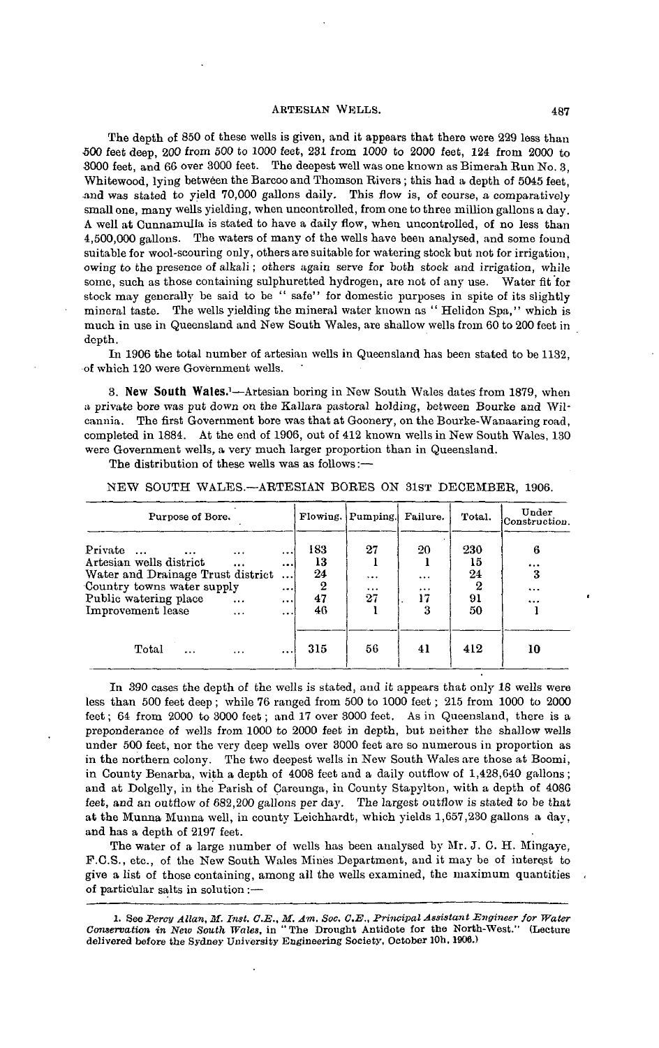The depth of 850 of these wells is given, and it appears that there were 229 less than 500 feet deep, 200 from 500 to 1000 feet, 231 from 1000 to 2000 feet, 124 from 2000 to 3000 feet, and 66 over 3000 feet. The deepest well was one known as Bimerah Run No. 3, Whitewood, lying between the Barcoo and Thomson Rivers; this had a depth of 5045 feet, and was stated to yield 70,000 gallons daily. This flow is, of course, a comparatively small one, many wells yielding, when uncontrolled, from one to three million gallons a day. A well at Cunnamulla is stated to have a daily flow, when uncontrolled, of no less than 4,500,000 gallons. The waters of many of the wells have been analysed, and some found suitable for wool-scouring only, others are suitable for watering stock but not for irrigation, owing to the presence of alkali; others again serve for both stock and irrigation, while some, such as those containing sulphuretted hydrogen, are not of any use. Water fit for stock may generally be said to be "safe" for domestic purposes in spite of its slightly mineral taste. The wells yielding the mineral water known as "Helidon Spa," which is much in use in Queensland and New South Wales, are shallow wells from 60 to 200 feet in depth.

In 1906 the total number of artesian wells in Queensland has been stated to be 1132, of which 120 were Government wells.

3. **New South Wales.**[1]—Artesian boring in New South Wales dates from 1879, when a private bore was put down on the Kallara pastoral holding, between Bourke and Wilcannia. The first Government bore was that at Goonery, on the Bourke-Wanaaring road, completed in 1884. At the end of 1906, out of 412 known wells in New South Wales, 130 were Government wells, a very much larger proportion than in Queensland.

The distribution of these wells was as follows:—

NEW SOUTH WALES.—ARTESIAN BORES ON 31ST DECEMBER, 1906.

| Purpose of Bore. | Flowing. | Pumping. | Failure. | Total. | Under Construction. |
|---|---|---|---|---|---|
| Private ... ... ... ... | 183 | 27 | 20 | 230 | 6 |
| Artesian wells district ... ... | 13 | 1 | 1 | 15 | ... |
| Water and Drainage Trust district ... | 24 | ... | ... | 24 | 3 |
| Country towns water supply ... | 2 | ... | ... | 2 | ... |
| Public watering place ... ... | 47 | 27 | 17 | 91 | ... |
| Improvement lease ... ... | 46 | 1 | 3 | 50 | 1 |
| Total ... ... ... | 315 | 56 | 41 | 412 | 10 |

In 390 cases the depth of the wells is stated, and it appears that only 18 wells were less than 500 feet deep; while 76 ranged from 500 to 1000 feet; 215 from 1000 to 2000 feet; 64 from 2000 to 3000 feet; and 17 over 3000 feet. As in Queensland, there is a preponderance of wells from 1000 to 2000 feet in depth, but neither the shallow wells under 500 feet, nor the very deep wells over 3000 feet are so numerous in proportion as in the northern colony. The two deepest wells in New South Wales are those at Boomi, in County Benarba, with a depth of 4008 feet and a daily outflow of 1,428,640 gallons; and at Dolgelly, in the Parish of Careunga, in County Stapylton, with a depth of 4086 feet, and an outflow of 682,200 gallons per day. The largest outflow is stated to be that at the Munna Munna well, in county Leichhardt, which yields 1,657,230 gallons a day, and has a depth of 2197 feet.

The water of a large number of wells has been analysed by Mr. J. C. H. Mingaye, F.C.S., etc., of the New South Wales Mines Department, and it may be of interest to give a list of those containing, among all the wells examined, the maximum quantities of particular salts in solution:—

1. See *Percy Allan, M. Inst. C.E., M. Am. Soc. C.E., Principal Assistant Engineer for Water Conservation in New South Wales*, in "The Drought Antidote for the North-West." (Lecture delivered before the Sydney University Engineering Society, October 10h, 1906.)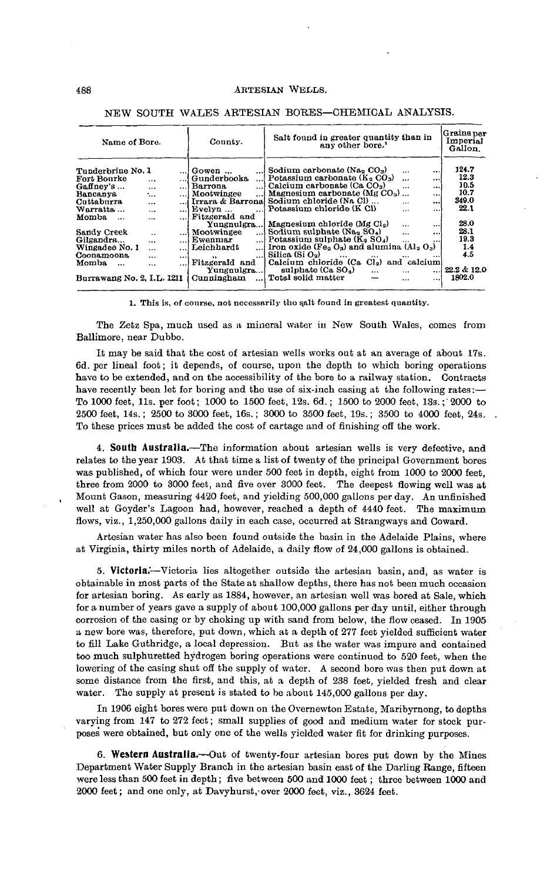## NEW SOUTH WALES ARTESIAN BORES—CHEMICAL ANALYSIS.

| Name of Bore. | County. | Salt found in greater quantity than in any other bore.[1] | Grains per Imperial Gallon. |
|---|---|---|---|
| Tunderbrine No. 1 | Gowen | Sodium carbonate ($Na_2CO_3$) | 124.7 |
| Fort Bourke | Gunderbooka | Potassium carbonate ($K_2CO_3$) | 12.3 |
| Gaffney's | Barrona | Calcium carbonate ($CaCO_3$) | 10.5 |
| Bancanya | Mootwingee | Magnesium carbonate ($MgCO_3$) | 10.7 |
| Cuttaburra | Irrara & Barrona | Sodium chloride ($NaCl$) | 349.0 |
| Warratta | Evelyn | Potassium chloride ($KCl$) | 22.1 |
| Momba | Fitzgerald and Yungnulgra | Magnesium chloride ($MgCl_2$) | 28.0 |
| Sandy Creek | Mootwingee | Sodium sulphate ($Na_2SO_4$) | 28.1 |
| Gilgandra | Ewenmar | Potassium sulphate ($K_2SO_4$) | 19.3 |
| Wingadee No. 1 | Leichhardt | Iron oxide ($Fe_2O_3$) and alumina ($Al_2O_3$) | 1.4 |
| Coonamoona | ,, | Silica ($SiO_2$) | 4.5 |
| Momba | Fitzgerald and Yungnulgra | Calcium chloride ($CaCl_2$) and calcium sulphate ($CaSO_4$) | 22.2 & 12.0 |
| Burrawang No. 2, I.L. 1211 | Cunningham | Total solid matter — | 1802.0 |

1. This is, of course, not necessarily the salt found in greatest quantity.

The Zetz Spa, much used as a mineral water in New South Wales, comes from Ballimore, near Dubbo.

It may be said that the cost of artesian wells works out at an average of about 17s. 6d. per lineal foot; it depends, of course, upon the depth to which boring operations have to be extended, and on the accessibility of the bore to a railway station. Contracts have recently been let for boring and the use of six-inch casing at the following rates:— To 1000 feet, 11s. per foot; 1000 to 1500 feet, 12s. 6d.; 1500 to 2000 feet, 13s.; 2000 to 2500 feet, 14s.; 2500 to 3000 feet, 16s.; 3000 to 3500 feet, 19s.; 3500 to 4000 feet, 24s. To these prices must be added the cost of cartage and of finishing off the work.

4. **South Australia.**—The information about artesian wells is very defective, and relates to the year 1903. At that time a list of twenty of the principal Government bores was published, of which four were under 500 feet in depth, eight from 1000 to 2000 feet, three from 2000 to 3000 feet, and five over 3000 feet. The deepest flowing well was at Mount Gason, measuring 4420 feet, and yielding 500,000 gallons per day. An unfinished well at Goyder's Lagoon had, however, reached a depth of 4440 feet. The maximum flows, viz., 1,250,000 gallons daily in each case, occurred at Strangways and Coward.

Artesian water has also been found outside the basin in the Adelaide Plains, where at Virginia, thirty miles north of Adelaide, a daily flow of 24,000 gallons is obtained.

5. **Victoria.**—Victoria lies altogether outside the artesian basin, and, as water is obtainable in most parts of the State at shallow depths, there has not been much occasion for artesian boring. As early as 1884, however, an artesian well was bored at Sale, which for a number of years gave a supply of about 100,000 gallons per day until, either through corrosion of the casing or by choking up with sand from below, the flow ceased. In 1905 a new bore was, therefore, put down, which at a depth of 277 feet yielded sufficient water to fill Lake Guthridge, a local depression. But as the water was impure and contained too much sulphuretted hydrogen boring operations were continued to 520 feet, when the lowering of the casing shut off the supply of water. A second bore was then put down at some distance from the first, and this, at a depth of 238 feet, yielded fresh and clear water. The supply at present is stated to be about 145,000 gallons per day.

In 1906 eight bores were put down on the Overnewton Estate, Maribyrnong, to depths varying from 147 to 272 feet; small supplies of good and medium water for stock purposes were obtained, but only one of the wells yielded water fit for drinking purposes.

6. **Western Australia.**—Out of twenty-four artesian bores put down by the Mines Department Water Supply Branch in the artesian basin east of the Darling Range, fifteen were less than 500 feet in depth; five between 500 and 1000 feet; three between 1000 and 2000 feet; and one only, at Davyhurst, over 2000 feet, viz., 3624 feet.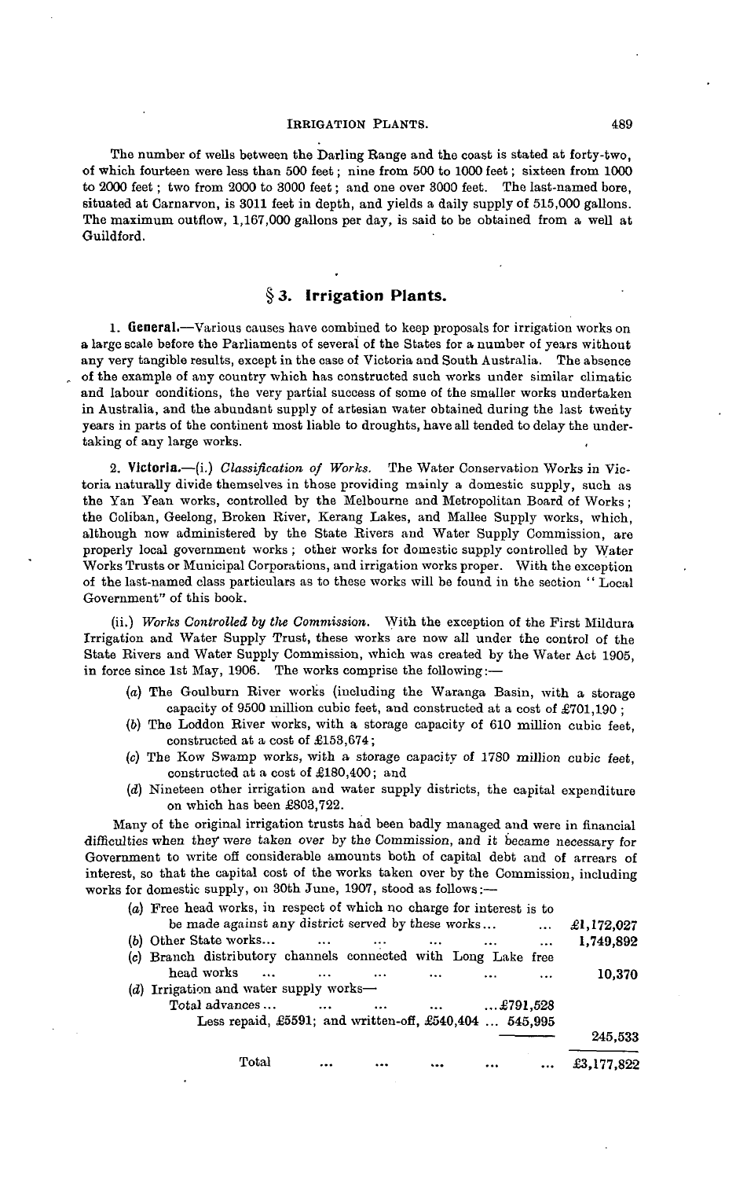The number of wells between the Darling Range and the coast is stated at forty-two, of which fourteen were less than 500 feet; nine from 500 to 1000 feet; sixteen from 1000 to 2000 feet; two from 2000 to 3000 feet; and one over 3000 feet. The last-named bore, situated at Carnarvon, is 3011 feet in depth, and yields a daily supply of 515,000 gallons. The maximum outflow, 1,167,000 gallons per day, is said to be obtained from a well at Guildford.

## § 3. Irrigation Plants.

1. **General.**—Various causes have combined to keep proposals for irrigation works on a large scale before the Parliaments of several of the States for a number of years without any very tangible results, except in the case of Victoria and South Australia. The absence of the example of any country which has constructed such works under similar climatic and labour conditions, the very partial success of some of the smaller works undertaken in Australia, and the abundant supply of artesian water obtained during the last twenty years in parts of the continent most liable to droughts, have all tended to delay the undertaking of any large works.

2. **Victoria.**—(i.) *Classification of Works.* The Water Conservation Works in Victoria naturally divide themselves in those providing mainly a domestic supply, such as the Yan Yean works, controlled by the Melbourne and Metropolitan Board of Works; the Coliban, Geelong, Broken River, Kerang Lakes, and Mallee Supply works, which, although now administered by the State Rivers and Water Supply Commission, are properly local government works; other works for domestic supply controlled by Water Works Trusts or Municipal Corporations, and irrigation works proper. With the exception of the last-named class particulars as to these works will be found in the section "Local Government" of this book.

(ii.) *Works Controlled by the Commission.* With the exception of the First Mildura Irrigation and Water Supply Trust, these works are now all under the control of the State Rivers and Water Supply Commission, which was created by the Water Act 1905, in force since 1st May, 1906. The works comprise the following:—

- (*a*) The Goulburn River works (including the Waranga Basin, with a storage capacity of 9500 million cubic feet, and constructed at a cost of £701,190;
- (*b*) The Loddon River works, with a storage capacity of 610 million cubic feet, constructed at a cost of £153,674;
- (*c*) The Kow Swamp works, with a storage capacity of 1780 million cubic feet, constructed at a cost of £180,400; and
- (*d*) Nineteen other irrigation and water supply districts, the capital expenditure on which has been £803,722.

Many of the original irrigation trusts had been badly managed and were in financial difficulties when they were taken over by the Commission, and it became necessary for Government to write off considerable amounts both of capital debt and of arrears of interest, so that the capital cost of the works taken over by the Commission, including works for domestic supply, on 30th June, 1907, stood as follows:—

| | | |
|---|---|---|
| (*a*) Free head works, in respect of which no charge for interest is to be made against any district served by these works ... | | £1,172,027 |
| (*b*) Other State works ... | | 1,749,892 |
| (*c*) Branch distributory channels connected with Long Lake free head works ... | | 10,370 |
| (*d*) Irrigation and water supply works— | | |
| Total advances ... | £791,528 | |
| Less repaid, £5591; and written-off, £540,404 ... | 545,995 | |
| | | 245,533 |
| Total ... | | £3,177,822 |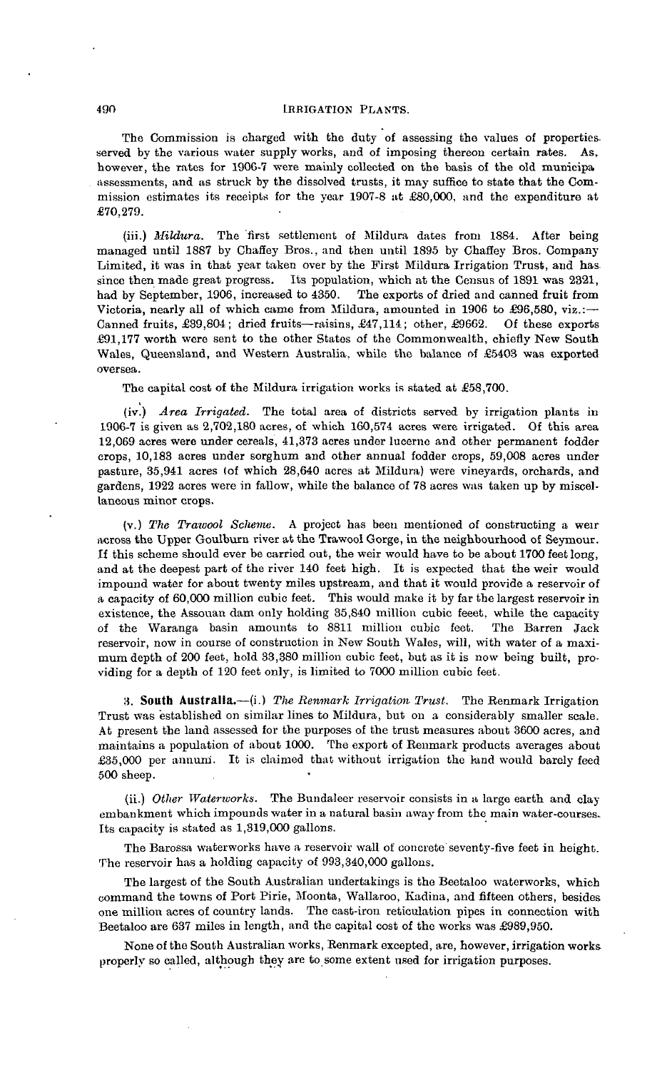The Commission is charged with the duty of assessing the values of properties served by the various water supply works, and of imposing thereon certain rates. As, however, the rates for 1906-7 were mainly collected on the basis of the old municipa assessments, and as struck by the dissolved trusts, it may suffice to state that the Commission estimates its receipts for the year 1907-8 at £80,000, and the expenditure at £70,279.

(iii.) *Mildura.* The first settlement of Mildura dates from 1884. After being managed until 1887 by Chaffey Bros., and then until 1895 by Chaffey Bros. Company Limited, it was in that year taken over by the First Mildura Irrigation Trust, and has since then made great progress. Its population, which at the Census of 1891 was 2321, had by September, 1906, increased to 4350. The exports of dried and canned fruit from Victoria, nearly all of which came from Mildura, amounted in 1906 to £96,580, viz.:—Canned fruits, £39,804; dried fruits—raisins, £47,114; other, £9662. Of these exports £91,177 worth were sent to the other States of the Commonwealth, chiefly New South Wales, Queensland, and Western Australia, while the balance of £5403 was exported oversea.

The capital cost of the Mildura irrigation works is stated at £58,700.

(iv.) *Area Irrigated.* The total area of districts served by irrigation plants in 1906-7 is given as 2,702,180 acres, of which 160,574 acres were irrigated. Of this area 12,069 acres were under cereals, 41,373 acres under lucerne and other permanent fodder crops, 10,183 acres under sorghum and other annual fodder crops, 59,008 acres under pasture, 35,941 acres (of which 28,640 acres at Mildura) were vineyards, orchards, and gardens, 1922 acres were in fallow, while the balance of 78 acres was taken up by miscellaneous minor crops.

(v.) *The Trawool Scheme.* A project has been mentioned of constructing a weir across the Upper Goulburn river at the Trawool Gorge, in the neighbourhood of Seymour. If this scheme should ever be carried out, the weir would have to be about 1700 feet long, and at the deepest part of the river 140 feet high. It is expected that the weir would impound water for about twenty miles upstream, and that it would provide a reservoir of a capacity of 60,000 million cubic feet. This would make it by far the largest reservoir in existence, the Assouan dam only holding 35,840 million cubic feeet, while the capacity of the Waranga basin amounts to 8811 million cubic feet. The Barren Jack reservoir, now in course of construction in New South Wales, will, with water of a maximum depth of 200 feet, hold 33,380 million cubic feet, but as it is now being built, providing for a depth of 120 feet only, is limited to 7000 million cubic feet.

3. **South Australia.**—(i.) *The Renmark Irrigation Trust.* The Renmark Irrigation Trust was established on similar lines to Mildura, but on a considerably smaller scale. At present the land assessed for the purposes of the trust measures about 3600 acres, and maintains a population of about 1000. The export of Renmark products averages about £35,000 per annum. It is claimed that without irrigation the land would barely feed 500 sheep.

(ii.) *Other Waterworks.* The Bundaleer reservoir consists in a large earth and clay embankment which impounds water in a natural basin away from the main water-courses. Its capacity is stated as 1,319,000 gallons.

The Barossa waterworks have a reservoir wall of concrete seventy-five feet in height. The reservoir has a holding capacity of 993,340,000 gallons.

The largest of the South Australian undertakings is the Beetaloo waterworks, which command the towns of Port Pirie, Moonta, Wallaroo, Kadina, and fifteen others, besides one million acres of country lands. The cast-iron reticulation pipes in connection with Beetaloo are 637 miles in length, and the capital cost of the works was £989,950.

None of the South Australian works, Renmark excepted, are, however, irrigation works properly so called, although they are to some extent used for irrigation purposes.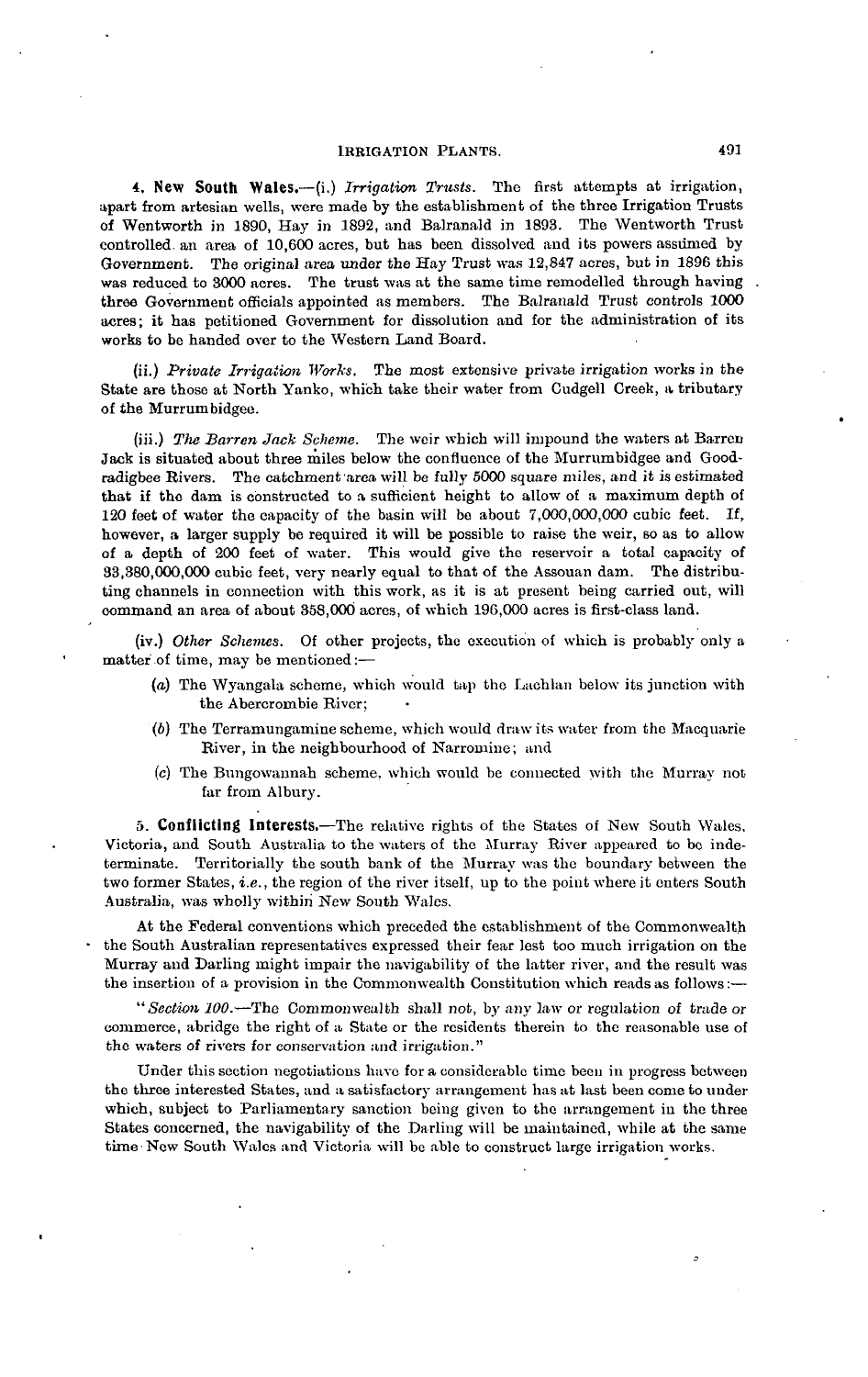**4. New South Wales.**—(i.) *Irrigation Trusts.* The first attempts at irrigation, apart from artesian wells, were made by the establishment of the three Irrigation Trusts of Wentworth in 1890, Hay in 1892, and Balranald in 1893. The Wentworth Trust controlled an area of 10,600 acres, but has been dissolved and its powers assumed by Government. The original area under the Hay Trust was 12,847 acres, but in 1896 this was reduced to 3000 acres. The trust was at the same time remodelled through having three Government officials appointed as members. The Balranald Trust controls 1000 acres; it has petitioned Government for dissolution and for the administration of its works to be handed over to the Western Land Board.

(ii.) *Private Irrigation Works.* The most extensive private irrigation works in the State are those at North Yanko, which take their water from Cudgell Creek, a tributary of the Murrumbidgee.

(iii.) *The Barren Jack Scheme.* The weir which will impound the waters at Barren Jack is situated about three miles below the confluence of the Murrumbidgee and Goodradigbee Rivers. The catchment area will be fully 5000 square miles, and it is estimated that if the dam is constructed to a sufficient height to allow of a maximum depth of 120 feet of water the capacity of the basin will be about 7,000,000,000 cubic feet. If, however, a larger supply be required it will be possible to raise the weir, so as to allow of a depth of 200 feet of water. This would give the reservoir a total capacity of 33,380,000,000 cubic feet, very nearly equal to that of the Assouan dam. The distributing channels in connection with this work, as it is at present being carried out, will command an area of about 358,000 acres, of which 196,000 acres is first-class land.

(iv.) *Other Schemes.* Of other projects, the execution of which is probably only a matter of time, may be mentioned:—

(*a*) The Wyangala scheme, which would tap the Lachlan below its junction with the Abercrombie River;

(*b*) The Terramungamine scheme, which would draw its water from the Macquarie River, in the neighbourhood of Narromine; and

(*c*) The Bungowannah scheme, which would be connected with the Murray not far from Albury.

**5. Conflicting Interests.**—The relative rights of the States of New South Wales, Victoria, and South Australia to the waters of the Murray River appeared to be indeterminate. Territorially the south bank of the Murray was the boundary between the two former States, *i.e.*, the region of the river itself, up to the point where it enters South Australia, was wholly within New South Wales.

At the Federal conventions which preceded the establishment of the Commonwealth the South Australian representatives expressed their fear lest too much irrigation on the Murray and Darling might impair the navigability of the latter river, and the result was the insertion of a provision in the Commonwealth Constitution which reads as follows:—

"*Section 100.*—The Commonwealth shall not, by any law or regulation of trade or commerce, abridge the right of a State or the residents therein to the reasonable use of the waters of rivers for conservation and irrigation."

Under this section negotiations have for a considerable time been in progress between the three interested States, and a satisfactory arrangement has at last been come to under which, subject to Parliamentary sanction being given to the arrangement in the three States concerned, the navigability of the Darling will be maintained, while at the same time New South Wales and Victoria will be able to construct large irrigation works.